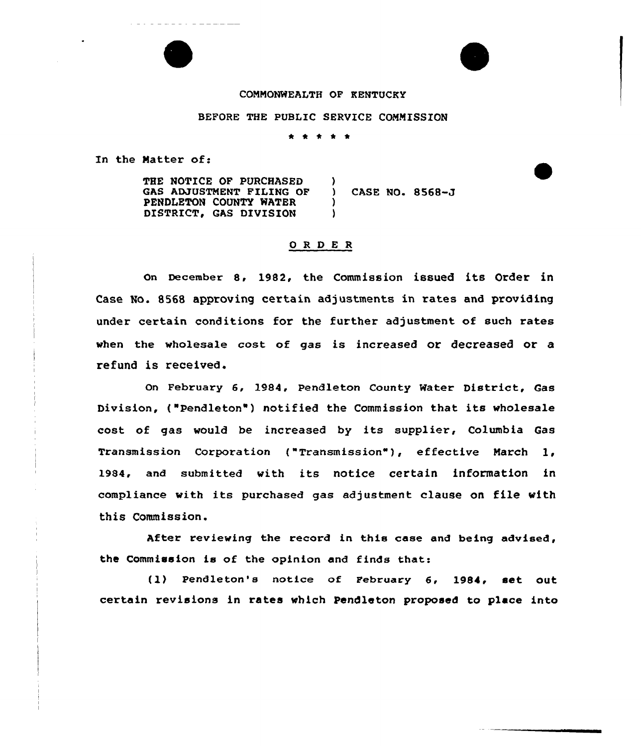COMMONWEALTH OF KENTUCKY

BEFORE THE PUBLIC SERVICE COMMISSION

\* \* \* \* \*

In the Matter of:

THE NOTICE OF PURCHASED GAS ADJUSTMENT FILING OF PENDLETON COUNTY WATER DISTRICT, GAS DIVISION ) CASE NO. 8568-J

## ORDER

On December 8, 1982, the Commission issued its Order in Case No. 8568 approving certain adjustments in rates and providing under certain conditions for the further adjustment of such rates when the wholesale cost of gas is increased or decreased or a refund is received.

On February 6, 1984, Pendleton County Water District, Gas Division, ("Pendleton") notified the Commission that its wholesale cost of gas would be increased by its supplier, Columbia Gas Transmission Corporation ("Transmission"), effective March 1, 1984, and submitted with its notice certain information in compliance with its purchased gas adjustment clause on file with this Commission.

After reviewing the record in this case and being advised, the Commission is of the opinion and finds that:

(1) Pendleton's notice of February 6, 1984, set out certain revisions in rates which Pendleton proposed to place into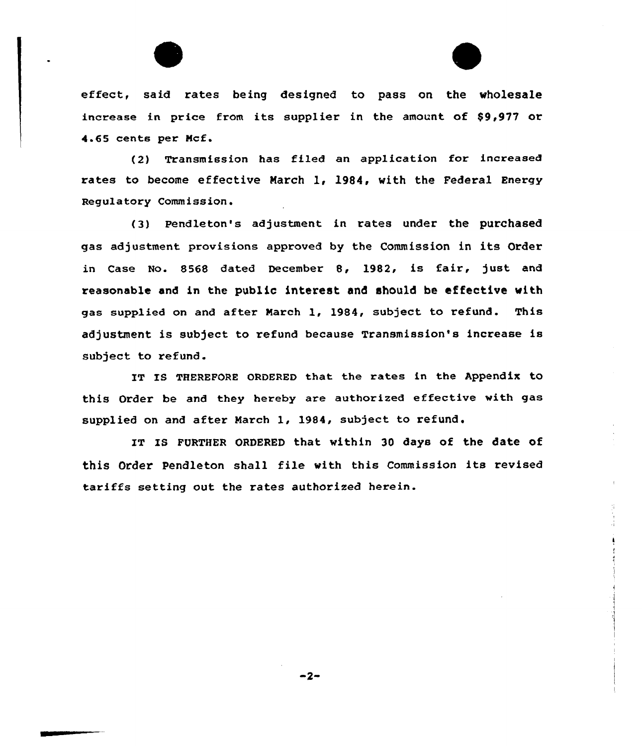effect, said rates being designed to pass on the wholesale increase in price from its supplier in the amount of $9,977 or 4.65 cents per Mcf.

(2) Transmission has filed an application for increased rates to become effective March 1, 1984, with the Federal Energy Regulatory Commission.

(3) Pendleton's adjustment in rates under the purchased gas adjustment provisions approved by the Commission in its Order in Case No. 8568 dated December 8, 1982, is fair, just and reasonable and in the public interest and should be effective with gas supplied on and after March 1, 1984, subject to refund. This adjustment is subject to refund because Transmission's increase is subject to refund.

IT IS THEREFORE ORDERED that the rates in the Appendix to this Order be and they hereby are authorized effective with gas supplied on and after March 1, 1984, subject to refund.

IT IS FURTHER ORDERED that within 30 days of the date of this Order Pendleton shall file with this Commission its revised tariffs setting out the rates authorized herein.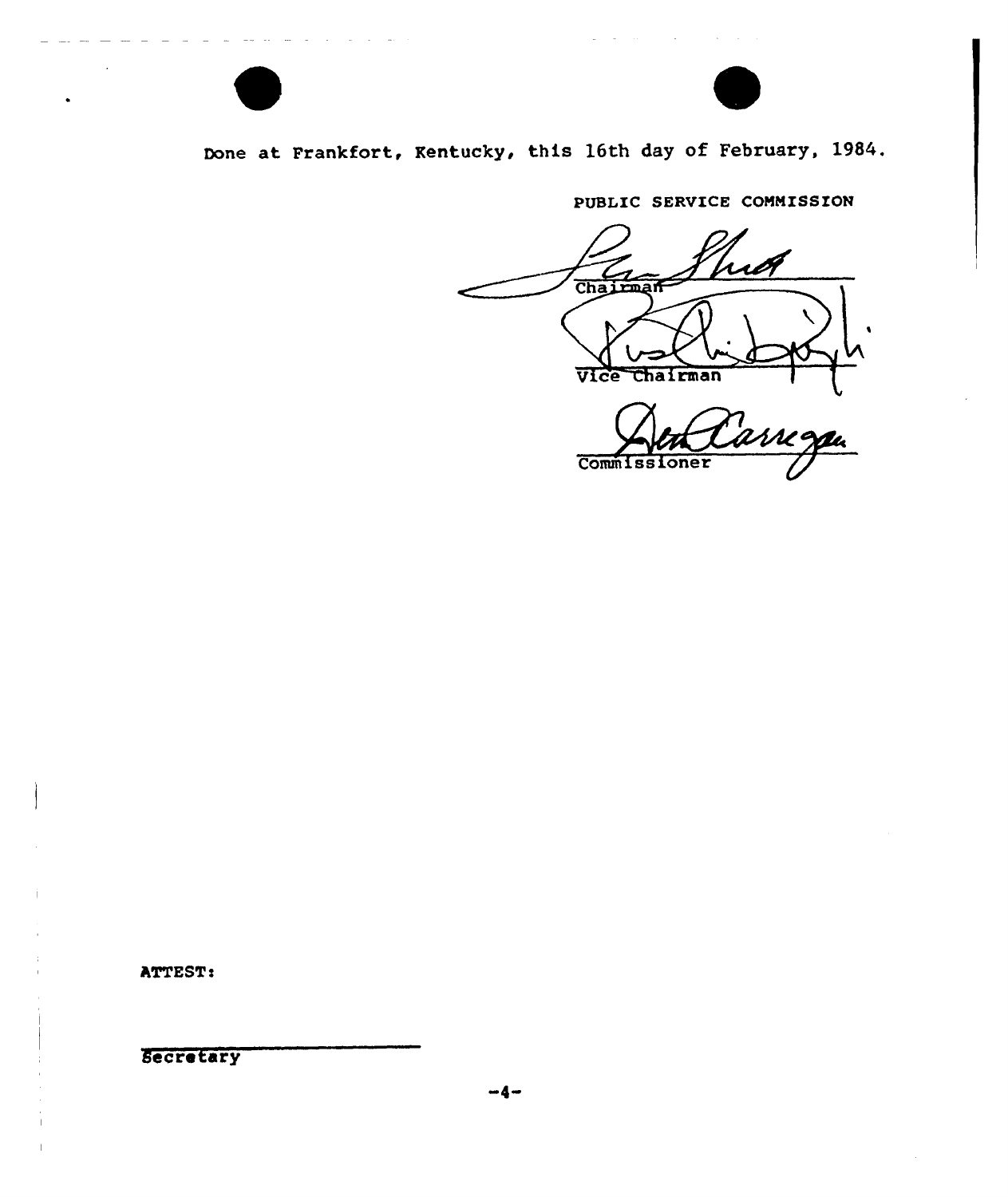Done at Frankfort, Kentucky, this 16th day of February, 1984.

PUBLIC SERVICE COMMISSION

Chairman

Vice Chairman

Commissioner

ATTEST:

Secretary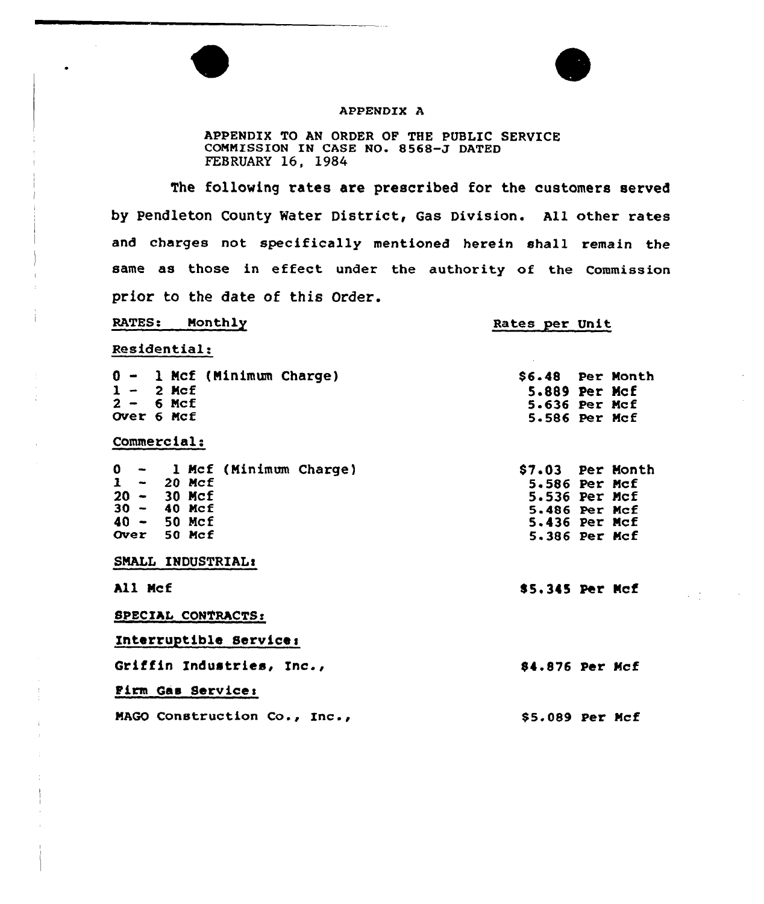# APPENDIX A

APPENDIX TO AN ORDER OF THE PUBLIC SERVICE COMMISSION IN CASE NO. 8568-J DATED FEBRUARY 16, 1984

The following rates are prescribed for the customers served by Pendleton County Water District, Gas Division. All other rates and charges not specifically mentioned herein shall remain the same as those in effect under the authority of the Commission prior to the date of this Order.

| RATES: Monthly | Rates per Unit |
| --- | --- |
| **Residential:** | |
| 0 - 1 Mcf (Minimum Charge) | $6.48 Per Month |
| 1 - 2 Mcf | 5.889 Per Mcf |
| 2 - 6 Mcf | 5.636 Per Mcf |
| Over 6 Mcf | 5.586 Per Mcf |
| **Commercial:** | |
| 0 - 1 Mcf (Minimum Charge) | $7.03 Per Month |
| 1 - 20 Mcf | 5.586 Per Mcf |
| 20 - 30 Mcf | 5.536 Per Mcf |
| 30 - 40 Mcf | 5.486 Per Mcf |
| 40 - 50 Mcf | 5.436 Per Mcf |
| Over 50 Mcf | 5.386 Per Mcf |
| **SMALL INDUSTRIAL:** | |
| All Mcf | $5.345 Per Mcf |
| **SPECIAL CONTRACTS:** | |
| **Interruptible Service:** | |
| Griffin Industries, Inc., | $4.876 Per Mcf |
| **Firm Gas Service:** | |
| MAGO Construction Co., Inc., | $5.089 Per Mcf |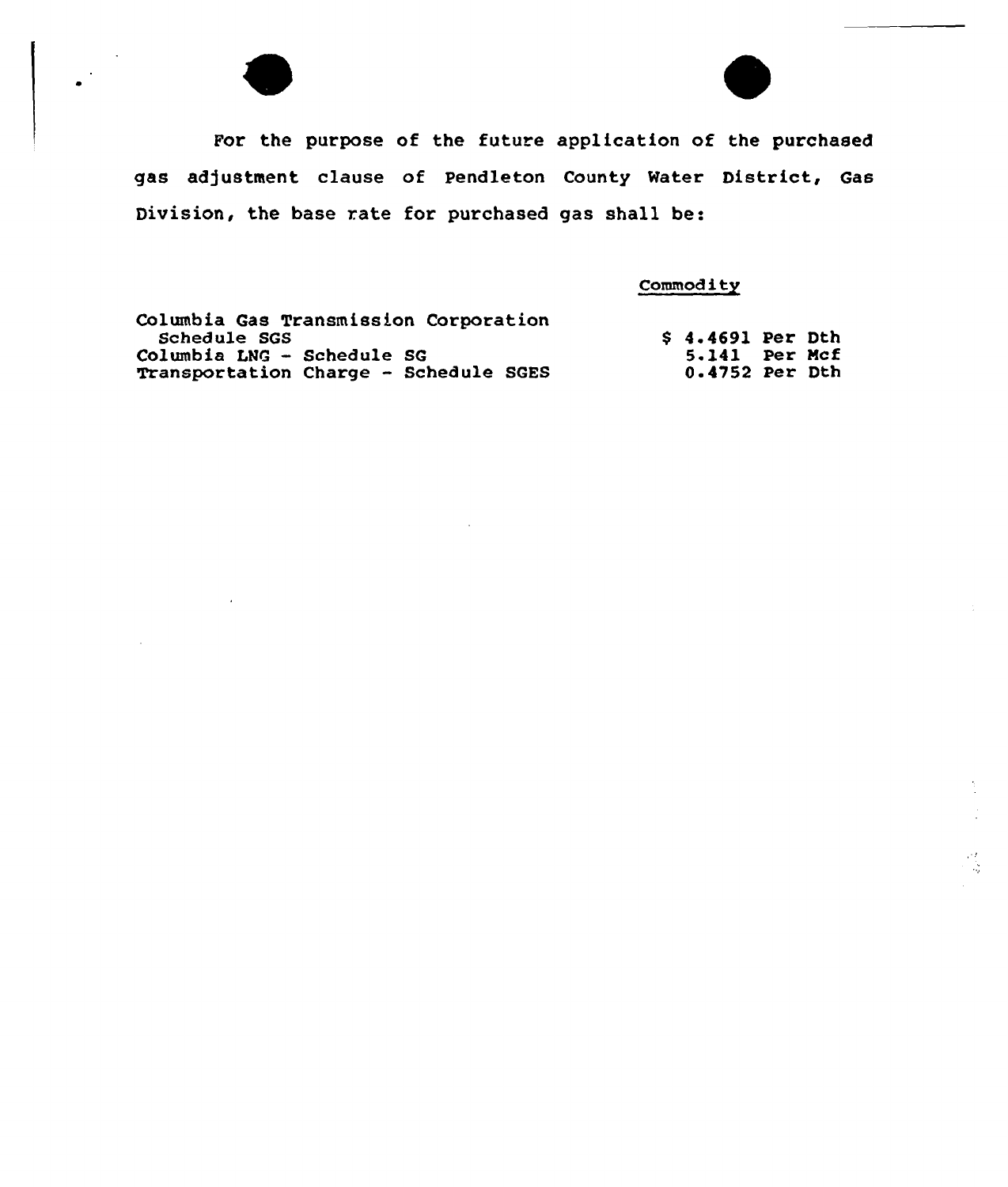For the purpose of the future application of the purchased gas adjustment clause of Pendleton County Water District, Gas Division, the base rate for purchased gas shall be:

| | Commodity |
|---|---|
| Columbia Gas Transmission Corporation Schedule SGS | $ 4.4691 Per Dth |
| Columbia LNG - Schedule SG | 5.141 Per Mcf |
| Transportation Charge - Schedule SGES | 0.4752 Per Dth |